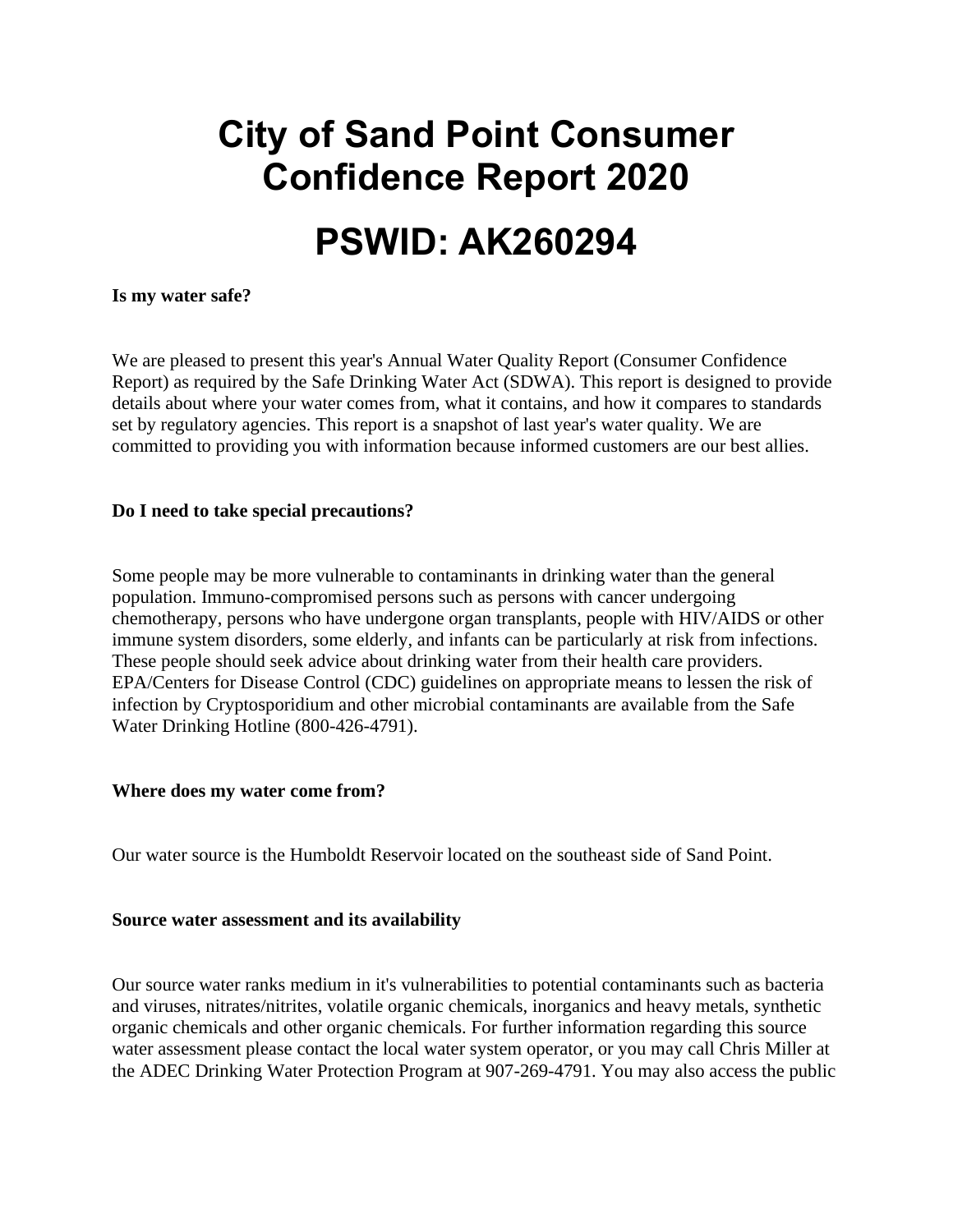# City of Sand Point Consumer Confidence Report 2020

# PSWID: AK260294

**Is my water safe?**

We are pleased to present this year's Annual Water Quality Report (Consumer Confidence Report) as required by the Safe Drinking Water Act (SDWA). This report is designed to provide details about where your water comes from, what it contains, and how it compares to standards set by regulatory agencies. This report is a snapshot of last year's water quality. We are committed to providing you with information because informed customers are our best allies.

**Do I need to take special precautions?**

Some people may be more vulnerable to contaminants in drinking water than the general population. Immuno-compromised persons such as persons with cancer undergoing chemotherapy, persons who have undergone organ transplants, people with HIV/AIDS or other immune system disorders, some elderly, and infants can be particularly at risk from infections. These people should seek advice about drinking water from their health care providers. EPA/Centers for Disease Control (CDC) guidelines on appropriate means to lessen the risk of infection by Cryptosporidium and other microbial contaminants are available from the Safe Water Drinking Hotline (800-426-4791).

**Where does my water come from?**

Our water source is the Humboldt Reservoir located on the southeast side of Sand Point.

**Source water assessment and its availability**

Our source water ranks medium in it's vulnerabilities to potential contaminants such as bacteria and viruses, nitrates/nitrites, volatile organic chemicals, inorganics and heavy metals, synthetic organic chemicals and other organic chemicals. For further information regarding this source water assessment please contact the local water system operator, or you may call Chris Miller at the ADEC Drinking Water Protection Program at 907-269-4791. You may also access the public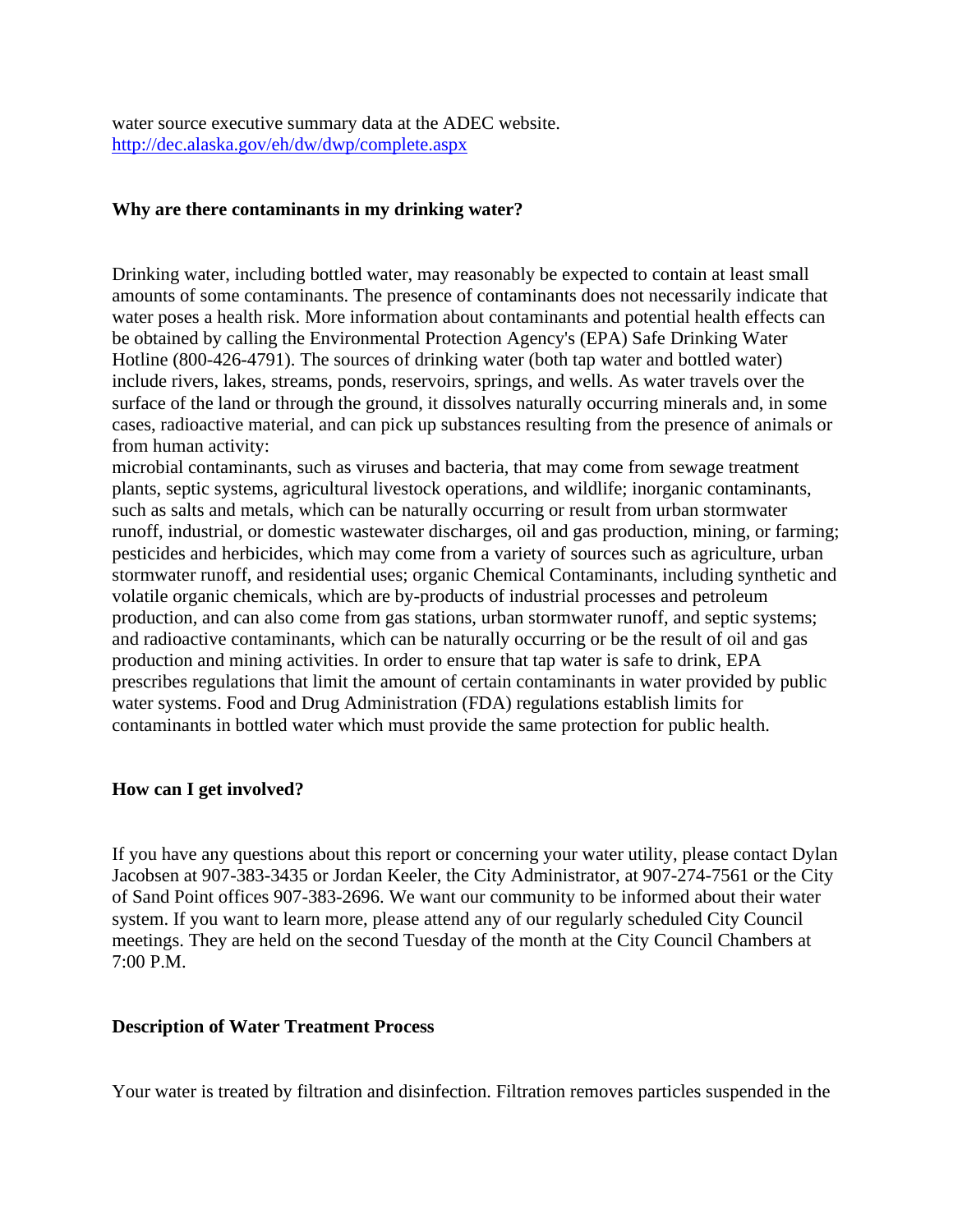water source executive summary data at the ADEC website. http://dec.alaska.gov/eh/dw/dwp/complete.aspx

**Why are there contaminants in my drinking water?**

Drinking water, including bottled water, may reasonably be expected to contain at least small amounts of some contaminants. The presence of contaminants does not necessarily indicate that water poses a health risk. More information about contaminants and potential health effects can be obtained by calling the Environmental Protection Agency's (EPA) Safe Drinking Water Hotline (800-426-4791). The sources of drinking water (both tap water and bottled water) include rivers, lakes, streams, ponds, reservoirs, springs, and wells. As water travels over the surface of the land or through the ground, it dissolves naturally occurring minerals and, in some cases, radioactive material, and can pick up substances resulting from the presence of animals or from human activity:
microbial contaminants, such as viruses and bacteria, that may come from sewage treatment plants, septic systems, agricultural livestock operations, and wildlife; inorganic contaminants, such as salts and metals, which can be naturally occurring or result from urban stormwater runoff, industrial, or domestic wastewater discharges, oil and gas production, mining, or farming; pesticides and herbicides, which may come from a variety of sources such as agriculture, urban stormwater runoff, and residential uses; organic Chemical Contaminants, including synthetic and volatile organic chemicals, which are by-products of industrial processes and petroleum production, and can also come from gas stations, urban stormwater runoff, and septic systems; and radioactive contaminants, which can be naturally occurring or be the result of oil and gas production and mining activities. In order to ensure that tap water is safe to drink, EPA prescribes regulations that limit the amount of certain contaminants in water provided by public water systems. Food and Drug Administration (FDA) regulations establish limits for contaminants in bottled water which must provide the same protection for public health.

**How can I get involved?**

If you have any questions about this report or concerning your water utility, please contact Dylan Jacobsen at 907-383-3435 or Jordan Keeler, the City Administrator, at 907-274-7561 or the City of Sand Point offices 907-383-2696. We want our community to be informed about their water system. If you want to learn more, please attend any of our regularly scheduled City Council meetings. They are held on the second Tuesday of the month at the City Council Chambers at 7:00 P.M.

**Description of Water Treatment Process**

Your water is treated by filtration and disinfection. Filtration removes particles suspended in the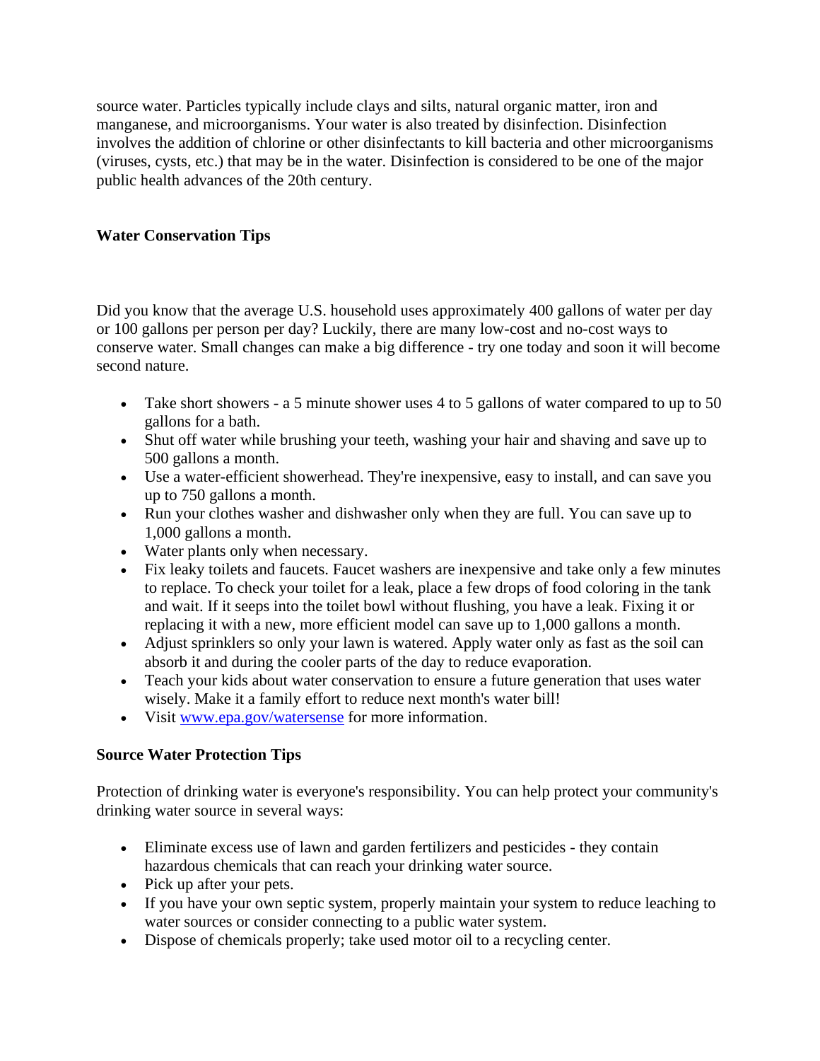source water. Particles typically include clays and silts, natural organic matter, iron and manganese, and microorganisms. Your water is also treated by disinfection. Disinfection involves the addition of chlorine or other disinfectants to kill bacteria and other microorganisms (viruses, cysts, etc.) that may be in the water. Disinfection is considered to be one of the major public health advances of the 20th century.

**Water Conservation Tips**

Did you know that the average U.S. household uses approximately 400 gallons of water per day or 100 gallons per person per day? Luckily, there are many low-cost and no-cost ways to conserve water. Small changes can make a big difference - try one today and soon it will become second nature.

- Take short showers - a 5 minute shower uses 4 to 5 gallons of water compared to up to 50 gallons for a bath.
- Shut off water while brushing your teeth, washing your hair and shaving and save up to 500 gallons a month.
- Use a water-efficient showerhead. They're inexpensive, easy to install, and can save you up to 750 gallons a month.
- Run your clothes washer and dishwasher only when they are full. You can save up to 1,000 gallons a month.
- Water plants only when necessary.
- Fix leaky toilets and faucets. Faucet washers are inexpensive and take only a few minutes to replace. To check your toilet for a leak, place a few drops of food coloring in the tank and wait. If it seeps into the toilet bowl without flushing, you have a leak. Fixing it or replacing it with a new, more efficient model can save up to 1,000 gallons a month.
- Adjust sprinklers so only your lawn is watered. Apply water only as fast as the soil can absorb it and during the cooler parts of the day to reduce evaporation.
- Teach your kids about water conservation to ensure a future generation that uses water wisely. Make it a family effort to reduce next month's water bill!
- Visit www.epa.gov/watersense for more information.

**Source Water Protection Tips**

Protection of drinking water is everyone's responsibility. You can help protect your community's drinking water source in several ways:

- Eliminate excess use of lawn and garden fertilizers and pesticides - they contain hazardous chemicals that can reach your drinking water source.
- Pick up after your pets.
- If you have your own septic system, properly maintain your system to reduce leaching to water sources or consider connecting to a public water system.
- Dispose of chemicals properly; take used motor oil to a recycling center.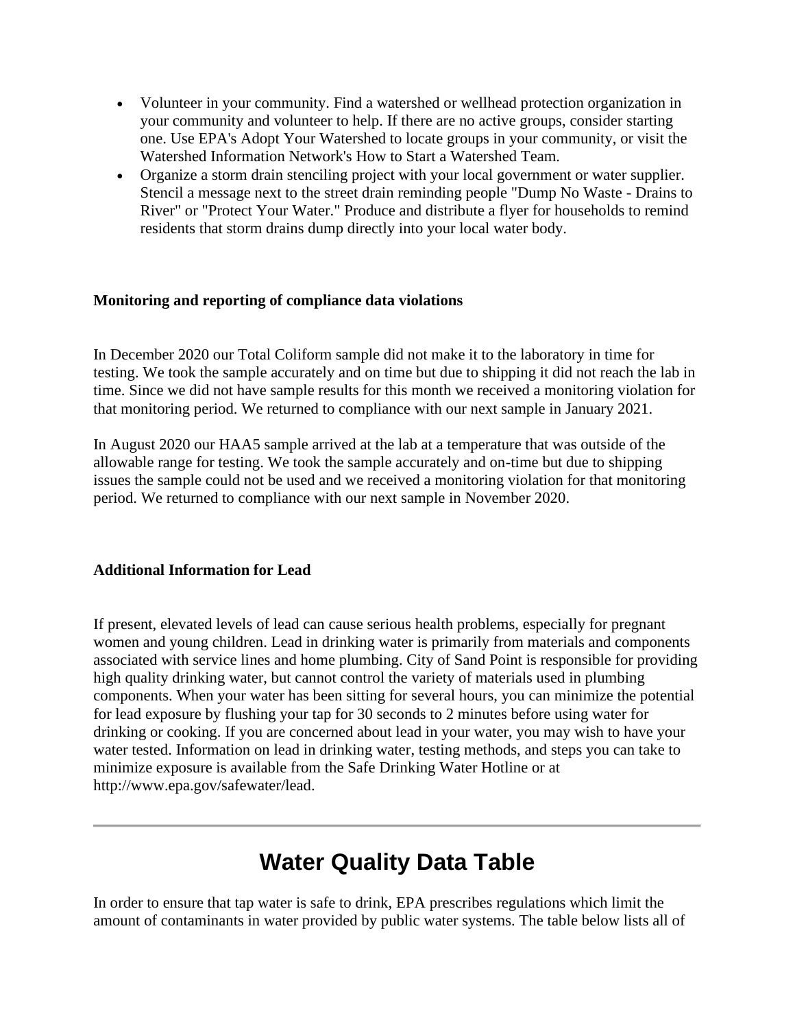- Volunteer in your community. Find a watershed or wellhead protection organization in your community and volunteer to help. If there are no active groups, consider starting one. Use EPA's Adopt Your Watershed to locate groups in your community, or visit the Watershed Information Network's How to Start a Watershed Team.
- Organize a storm drain stenciling project with your local government or water supplier. Stencil a message next to the street drain reminding people "Dump No Waste - Drains to River" or "Protect Your Water." Produce and distribute a flyer for households to remind residents that storm drains dump directly into your local water body.

**Monitoring and reporting of compliance data violations**

In December 2020 our Total Coliform sample did not make it to the laboratory in time for testing. We took the sample accurately and on time but due to shipping it did not reach the lab in time. Since we did not have sample results for this month we received a monitoring violation for that monitoring period. We returned to compliance with our next sample in January 2021.

In August 2020 our HAA5 sample arrived at the lab at a temperature that was outside of the allowable range for testing. We took the sample accurately and on-time but due to shipping issues the sample could not be used and we received a monitoring violation for that monitoring period. We returned to compliance with our next sample in November 2020.

**Additional Information for Lead**

If present, elevated levels of lead can cause serious health problems, especially for pregnant women and young children. Lead in drinking water is primarily from materials and components associated with service lines and home plumbing. City of Sand Point is responsible for providing high quality drinking water, but cannot control the variety of materials used in plumbing components. When your water has been sitting for several hours, you can minimize the potential for lead exposure by flushing your tap for 30 seconds to 2 minutes before using water for drinking or cooking. If you are concerned about lead in your water, you may wish to have your water tested. Information on lead in drinking water, testing methods, and steps you can take to minimize exposure is available from the Safe Drinking Water Hotline or at http://www.epa.gov/safewater/lead.

---

# Water Quality Data Table

In order to ensure that tap water is safe to drink, EPA prescribes regulations which limit the amount of contaminants in water provided by public water systems. The table below lists all of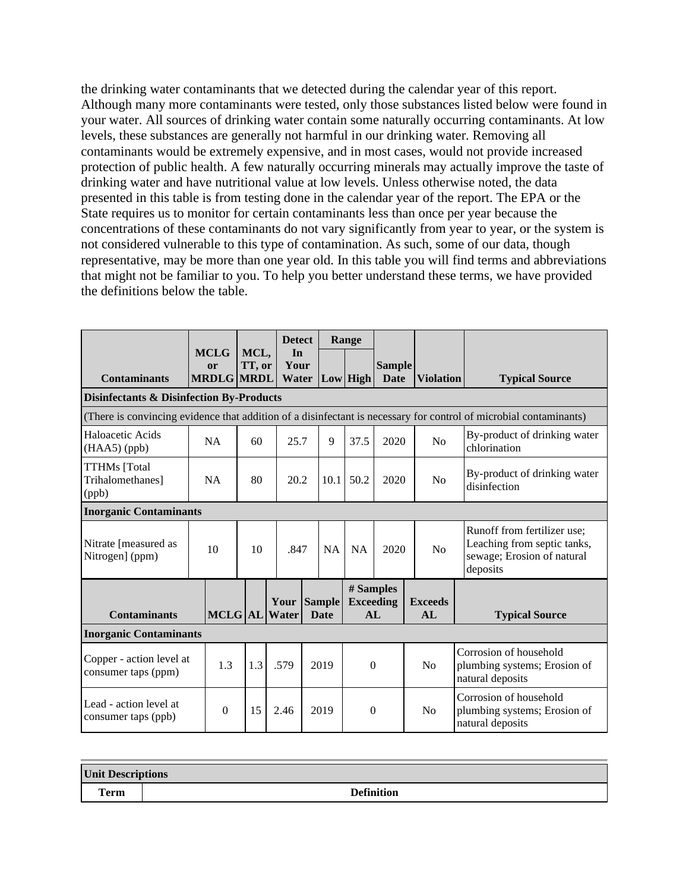the drinking water contaminants that we detected during the calendar year of this report. Although many more contaminants were tested, only those substances listed below were found in your water. All sources of drinking water contain some naturally occurring contaminants. At low levels, these substances are generally not harmful in our drinking water. Removing all contaminants would be extremely expensive, and in most cases, would not provide increased protection of public health. A few naturally occurring minerals may actually improve the taste of drinking water and have nutritional value at low levels. Unless otherwise noted, the data presented in this table is from testing done in the calendar year of the report. The EPA or the State requires us to monitor for certain contaminants less than once per year because the concentrations of these contaminants do not vary significantly from year to year, or the system is not considered vulnerable to this type of contamination. As such, some of our data, though representative, may be more than one year old. In this table you will find terms and abbreviations that might not be familiar to you. To help you better understand these terms, we have provided the definitions below the table.

| Contaminants | MCLG or MRDLG | MCL, TT, or MRDL | Detect In Your Water | Range | | Sample Date | Violation | Typical Source |
|---|---|---|---|---|---|---|---|---|
| | | | | Low | High | | | |
| **Disinfectants & Disinfection By-Products** | | | | | | | | |
| (There is convincing evidence that addition of a disinfectant is necessary for control of microbial contaminants) | | | | | | | | |
| Haloacetic Acids (HAA5) (ppb) | NA | 60 | 25.7 | 9 | 37.5 | 2020 | No | By-product of drinking water chlorination |
| TTHMs [Total Trihalomethanes] (ppb) | NA | 80 | 20.2 | 10.1 | 50.2 | 2020 | No | By-product of drinking water disinfection |
| **Inorganic Contaminants** | | | | | | | | |
| Nitrate [measured as Nitrogen] (ppm) | 10 | 10 | .847 | NA | NA | 2020 | No | Runoff from fertilizer use; Leaching from septic tanks, sewage; Erosion of natural deposits |

| Contaminants | MCLG | AL | Your Water | Sample Date | # Samples Exceeding AL | Exceeds AL | Typical Source |
|---|---|---|---|---|---|---|---|
| **Inorganic Contaminants** | | | | | | | |
| Copper - action level at consumer taps (ppm) | 1.3 | 1.3 | .579 | 2019 | 0 | No | Corrosion of household plumbing systems; Erosion of natural deposits |
| Lead - action level at consumer taps (ppb) | 0 | 15 | 2.46 | 2019 | 0 | No | Corrosion of household plumbing systems; Erosion of natural deposits |

| Unit Descriptions | |
|---|---|
| **Term** | **Definition** |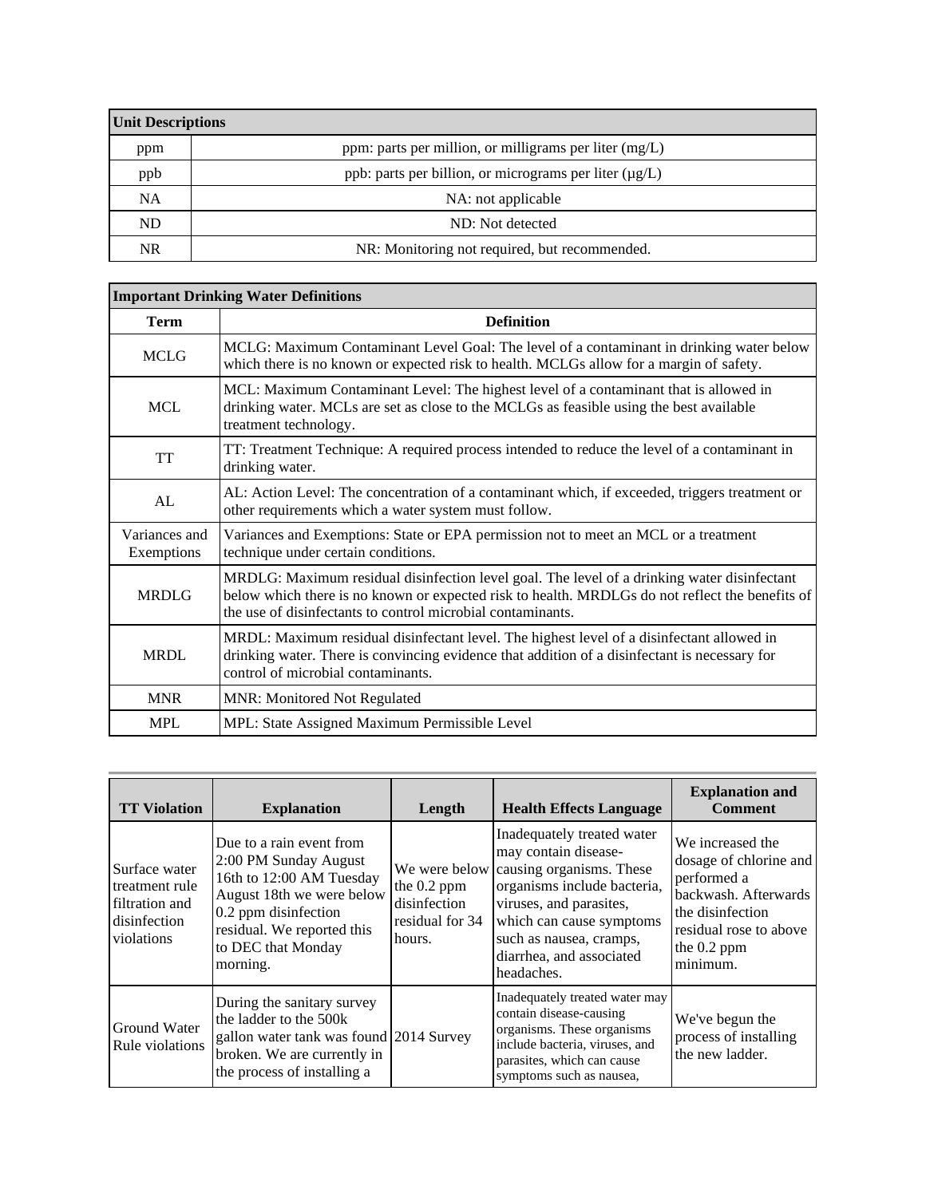| Unit Descriptions | |
|---|---|
| ppm | ppm: parts per million, or milligrams per liter (mg/L) |
| ppb | ppb: parts per billion, or micrograms per liter (μg/L) |
| NA | NA: not applicable |
| ND | ND: Not detected |
| NR | NR: Monitoring not required, but recommended. |

| Important Drinking Water Definitions | |
|---|---|
| **Term** | **Definition** |
| MCLG | MCLG: Maximum Contaminant Level Goal: The level of a contaminant in drinking water below which there is no known or expected risk to health. MCLGs allow for a margin of safety. |
| MCL | MCL: Maximum Contaminant Level: The highest level of a contaminant that is allowed in drinking water. MCLs are set as close to the MCLGs as feasible using the best available treatment technology. |
| TT | TT: Treatment Technique: A required process intended to reduce the level of a contaminant in drinking water. |
| AL | AL: Action Level: The concentration of a contaminant which, if exceeded, triggers treatment or other requirements which a water system must follow. |
| Variances and Exemptions | Variances and Exemptions: State or EPA permission not to meet an MCL or a treatment technique under certain conditions. |
| MRDLG | MRDLG: Maximum residual disinfection level goal. The level of a drinking water disinfectant below which there is no known or expected risk to health. MRDLGs do not reflect the benefits of the use of disinfectants to control microbial contaminants. |
| MRDL | MRDL: Maximum residual disinfectant level. The highest level of a disinfectant allowed in drinking water. There is convincing evidence that addition of a disinfectant is necessary for control of microbial contaminants. |
| MNR | MNR: Monitored Not Regulated |
| MPL | MPL: State Assigned Maximum Permissible Level |

| TT Violation | Explanation | Length | Health Effects Language | Explanation and Comment |
|---|---|---|---|---|
| Surface water treatment rule filtration and disinfection violations | Due to a rain event from 2:00 PM Sunday August 16th to 12:00 AM Tuesday August 18th we were below 0.2 ppm disinfection residual. We reported this to DEC that Monday morning. | We were below the 0.2 ppm disinfection residual for 34 hours. | Inadequately treated water may contain disease-causing organisms. These organisms include bacteria, viruses, and parasites, which can cause symptoms such as nausea, cramps, diarrhea, and associated headaches. | We increased the dosage of chlorine and performed a backwash. Afterwards the disinfection residual rose to above the 0.2 ppm minimum. |
| Ground Water Rule violations | During the sanitary survey the ladder to the 500k gallon water tank was found broken. We are currently in the process of installing a | 2014 Survey | Inadequately treated water may contain disease-causing organisms. These organisms include bacteria, viruses, and parasites, which can cause symptoms such as nausea, | We've begun the process of installing the new ladder. |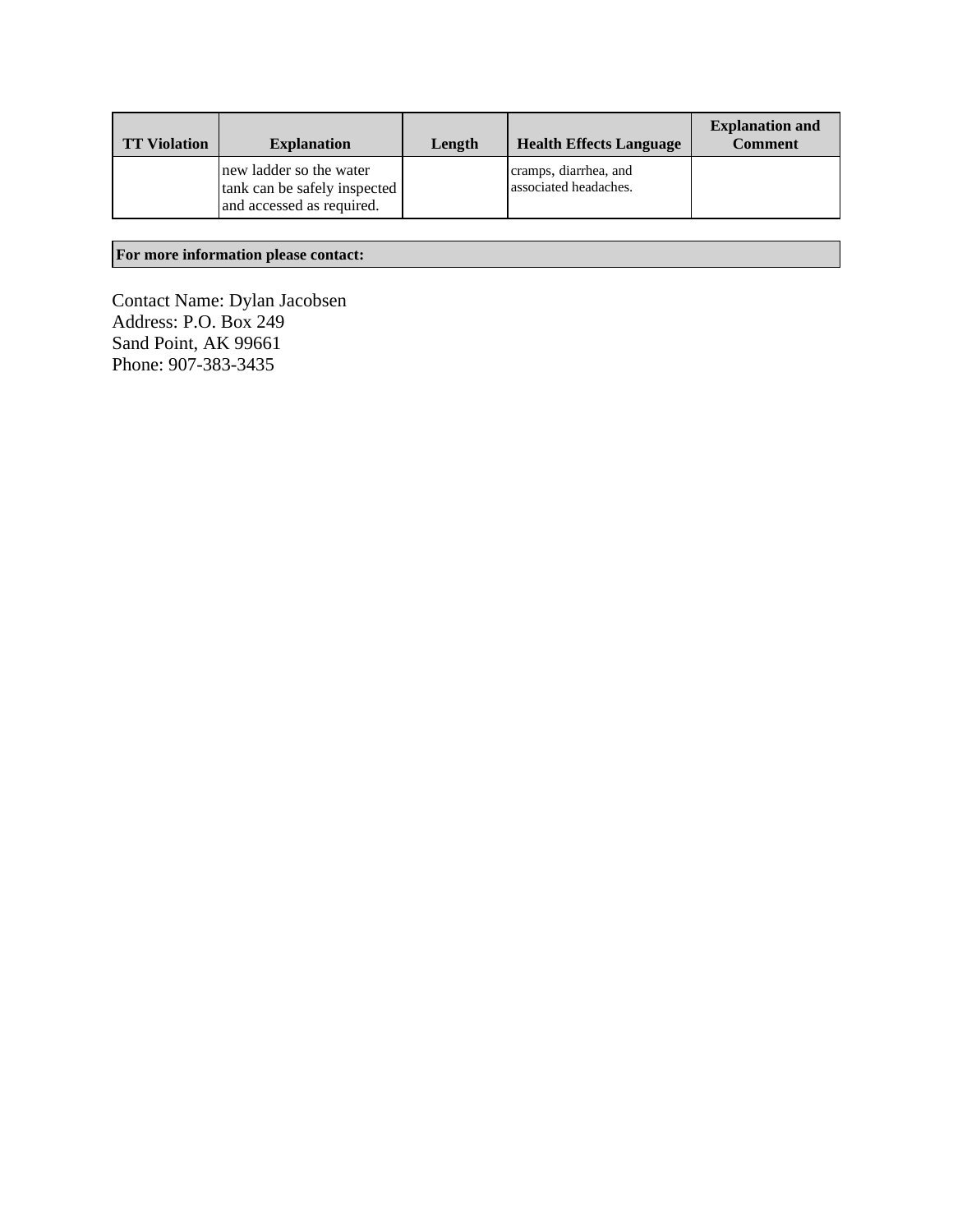| TT Violation | Explanation | Length | Health Effects Language | Explanation and Comment |
|---|---|---|---|---|
| | new ladder so the water tank can be safely inspected and accessed as required. | | cramps, diarrhea, and associated headaches. | |

**For more information please contact:**

Contact Name: Dylan Jacobsen
Address: P.O. Box 249
Sand Point, AK 99661
Phone: 907-383-3435